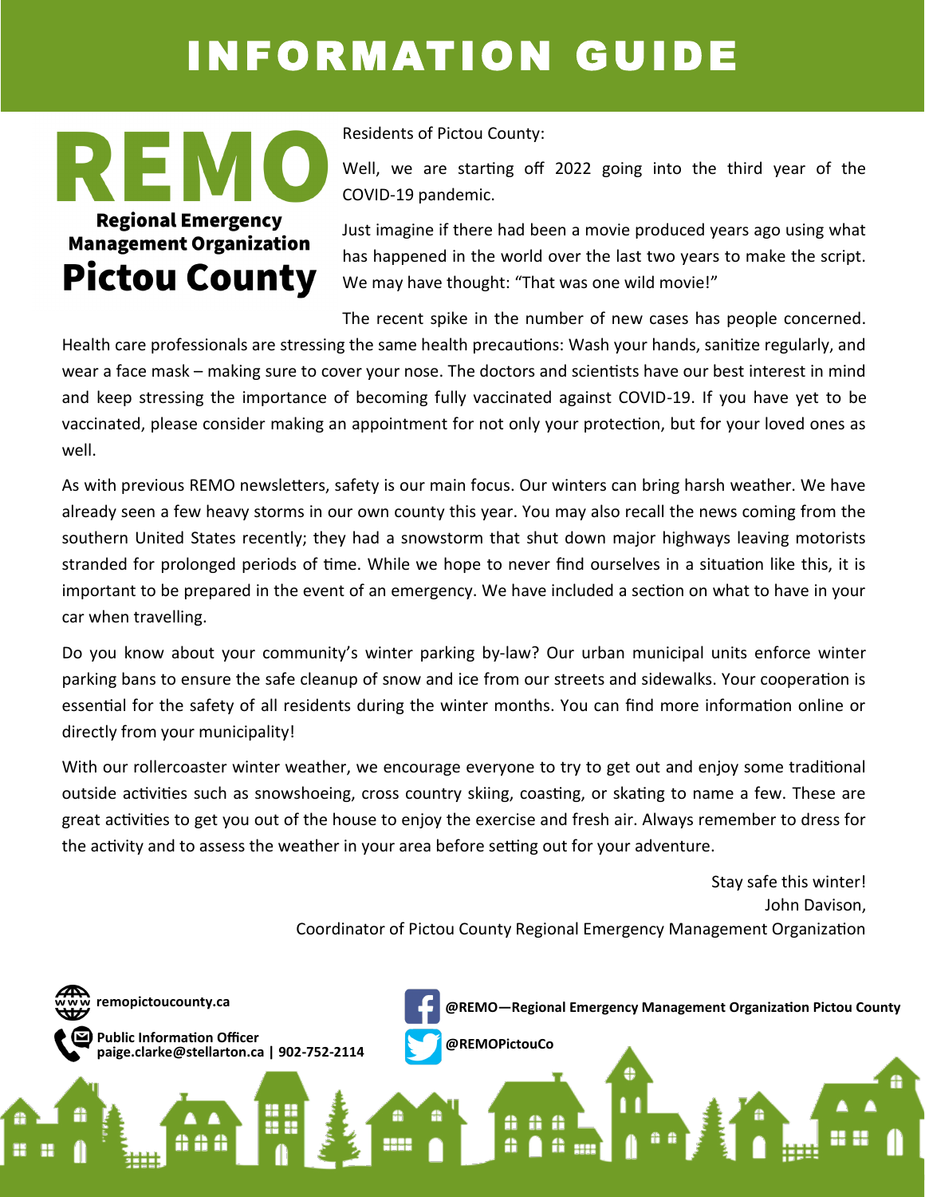# INFORMATION GUIDE

**REMO**
**Regional Emergency Management Organization**
**Pictou County**

Residents of Pictou County:

Well, we are starting off 2022 going into the third year of the COVID-19 pandemic.

Just imagine if there had been a movie produced years ago using what has happened in the world over the last two years to make the script. We may have thought: "That was one wild movie!"

The recent spike in the number of new cases has people concerned. Health care professionals are stressing the same health precautions: Wash your hands, sanitize regularly, and wear a face mask – making sure to cover your nose. The doctors and scientists have our best interest in mind and keep stressing the importance of becoming fully vaccinated against COVID-19. If you have yet to be vaccinated, please consider making an appointment for not only your protection, but for your loved ones as well.

As with previous REMO newsletters, safety is our main focus. Our winters can bring harsh weather. We have already seen a few heavy storms in our own county this year. You may also recall the news coming from the southern United States recently; they had a snowstorm that shut down major highways leaving motorists stranded for prolonged periods of time. While we hope to never find ourselves in a situation like this, it is important to be prepared in the event of an emergency. We have included a section on what to have in your car when travelling.

Do you know about your community's winter parking by-law? Our urban municipal units enforce winter parking bans to ensure the safe cleanup of snow and ice from our streets and sidewalks. Your cooperation is essential for the safety of all residents during the winter months. You can find more information online or directly from your municipality!

With our rollercoaster winter weather, we encourage everyone to try to get out and enjoy some traditional outside activities such as snowshoeing, cross country skiing, coasting, or skating to name a few. These are great activities to get you out of the house to enjoy the exercise and fresh air. Always remember to dress for the activity and to assess the weather in your area before setting out for your adventure.

Stay safe this winter!
John Davison,
Coordinator of Pictou County Regional Emergency Management Organization

**remopictoucounty.ca**

**Public Information Officer**
**paige.clarke@stellarton.ca | 902-752-2114**

**@REMO—Regional Emergency Management Organization Pictou County**

**@REMOPictouCo**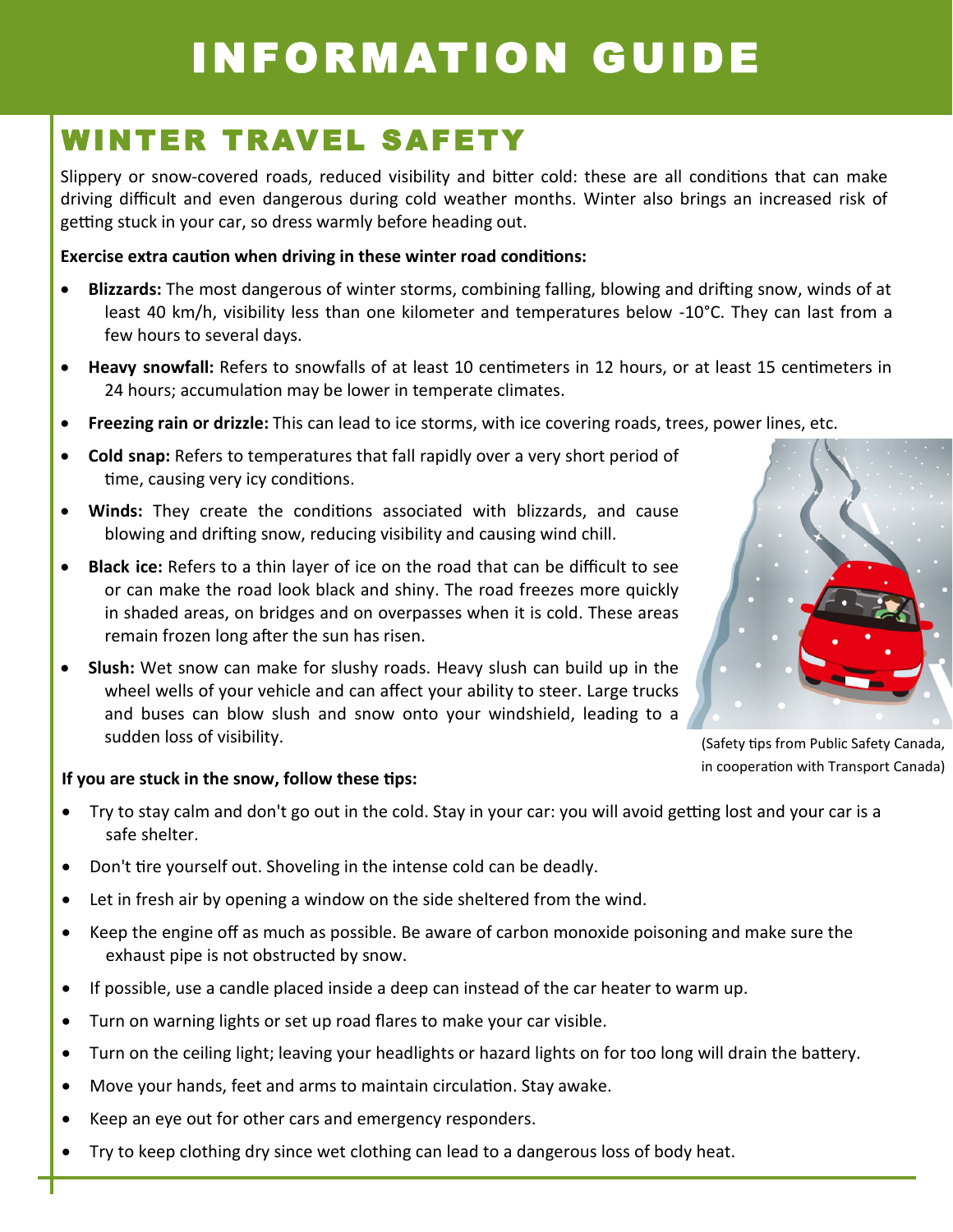# INFORMATION GUIDE

## WINTER TRAVEL SAFETY

Slippery or snow-covered roads, reduced visibility and bitter cold: these are all conditions that can make driving difficult and even dangerous during cold weather months. Winter also brings an increased risk of getting stuck in your car, so dress warmly before heading out.

**Exercise extra caution when driving in these winter road conditions:**

- **Blizzards:** The most dangerous of winter storms, combining falling, blowing and drifting snow, winds of at least 40 km/h, visibility less than one kilometer and temperatures below -10°C. They can last from a few hours to several days.
- **Heavy snowfall:** Refers to snowfalls of at least 10 centimeters in 12 hours, or at least 15 centimeters in 24 hours; accumulation may be lower in temperate climates.
- **Freezing rain or drizzle:** This can lead to ice storms, with ice covering roads, trees, power lines, etc.
- **Cold snap:** Refers to temperatures that fall rapidly over a very short period of time, causing very icy conditions.
- **Winds:** They create the conditions associated with blizzards, and cause blowing and drifting snow, reducing visibility and causing wind chill.
- **Black ice:** Refers to a thin layer of ice on the road that can be difficult to see or can make the road look black and shiny. The road freezes more quickly in shaded areas, on bridges and on overpasses when it is cold. These areas remain frozen long after the sun has risen.
- **Slush:** Wet snow can make for slushy roads. Heavy slush can build up in the wheel wells of your vehicle and can affect your ability to steer. Large trucks and buses can blow slush and snow onto your windshield, leading to a sudden loss of visibility.

(Safety tips from Public Safety Canada, in cooperation with Transport Canada)

**If you are stuck in the snow, follow these tips:**

- Try to stay calm and don't go out in the cold. Stay in your car: you will avoid getting lost and your car is a safe shelter.
- Don't tire yourself out. Shoveling in the intense cold can be deadly.
- Let in fresh air by opening a window on the side sheltered from the wind.
- Keep the engine off as much as possible. Be aware of carbon monoxide poisoning and make sure the exhaust pipe is not obstructed by snow.
- If possible, use a candle placed inside a deep can instead of the car heater to warm up.
- Turn on warning lights or set up road flares to make your car visible.
- Turn on the ceiling light; leaving your headlights or hazard lights on for too long will drain the battery.
- Move your hands, feet and arms to maintain circulation. Stay awake.
- Keep an eye out for other cars and emergency responders.
- Try to keep clothing dry since wet clothing can lead to a dangerous loss of body heat.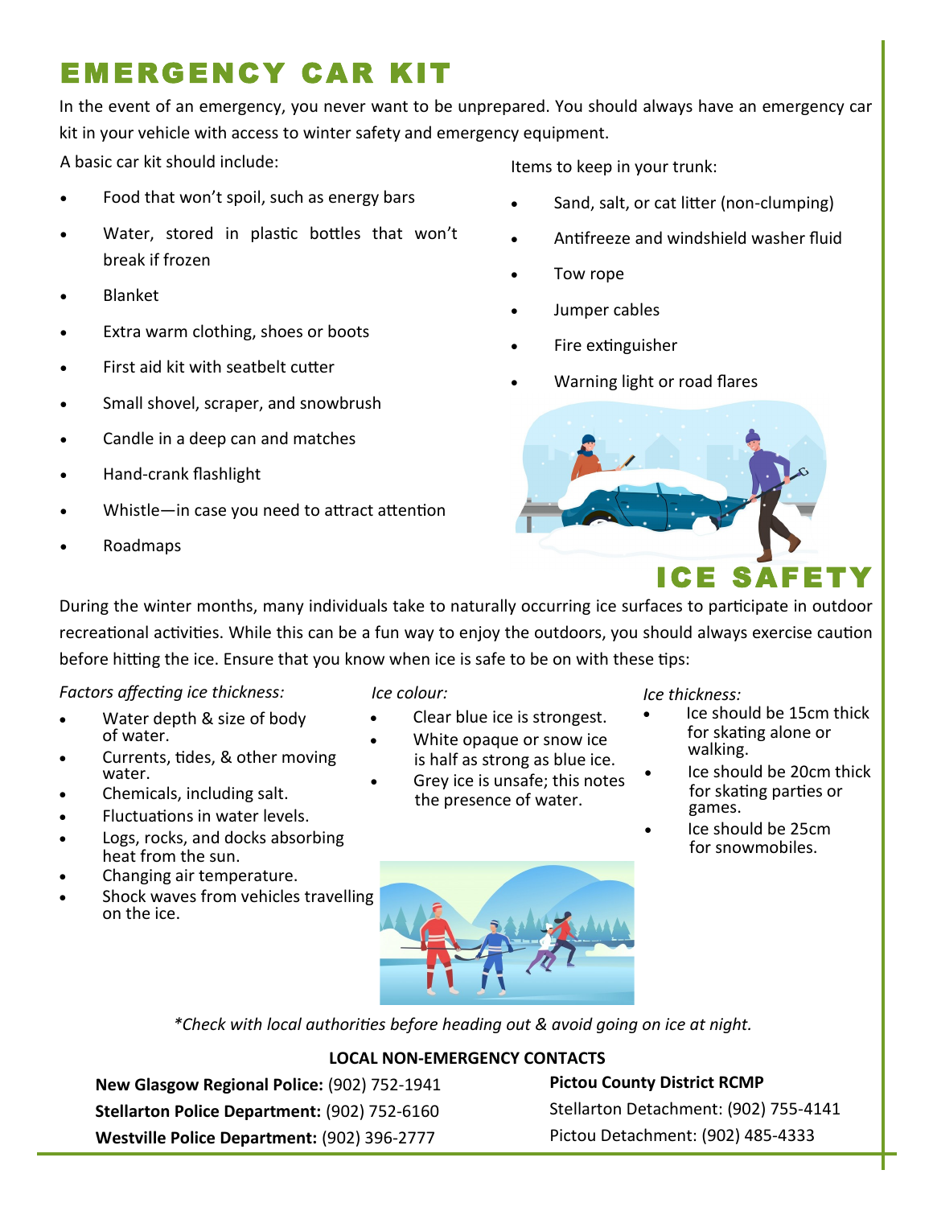# EMERGENCY CAR KIT

In the event of an emergency, you never want to be unprepared. You should always have an emergency car kit in your vehicle with access to winter safety and emergency equipment.

A basic car kit should include:

- Food that won't spoil, such as energy bars
- Water, stored in plastic bottles that won't break if frozen
- Blanket
- Extra warm clothing, shoes or boots
- First aid kit with seatbelt cutter
- Small shovel, scraper, and snowbrush
- Candle in a deep can and matches
- Hand-crank flashlight
- Whistle—in case you need to attract attention
- Roadmaps

Items to keep in your trunk:

- Sand, salt, or cat litter (non-clumping)
- Antifreeze and windshield washer fluid
- Tow rope
- Jumper cables
- Fire extinguisher
- Warning light or road flares

# ICE SAFETY

During the winter months, many individuals take to naturally occurring ice surfaces to participate in outdoor recreational activities. While this can be a fun way to enjoy the outdoors, you should always exercise caution before hitting the ice. Ensure that you know when ice is safe to be on with these tips:

*Factors affecting ice thickness:*

- Water depth & size of body of water.
- Currents, tides, & other moving water.
- Chemicals, including salt.
- Fluctuations in water levels.
- Logs, rocks, and docks absorbing heat from the sun.
- Changing air temperature.
- Shock waves from vehicles travelling on the ice.

*Ice colour:*

- Clear blue ice is strongest.
- White opaque or snow ice is half as strong as blue ice.
- Grey ice is unsafe; this notes the presence of water.

*Ice thickness:*

- Ice should be 15cm thick for skating alone or walking.
- Ice should be 20cm thick for skating parties or games.
- Ice should be 25cm for snowmobiles.

*\*Check with local authorities before heading out & avoid going on ice at night.*

**LOCAL NON-EMERGENCY CONTACTS**

**New Glasgow Regional Police:** (902) 752-1941
**Stellarton Police Department:** (902) 752-6160
**Westville Police Department:** (902) 396-2777

**Pictou County District RCMP**
Stellarton Detachment: (902) 755-4141
Pictou Detachment: (902) 485-4333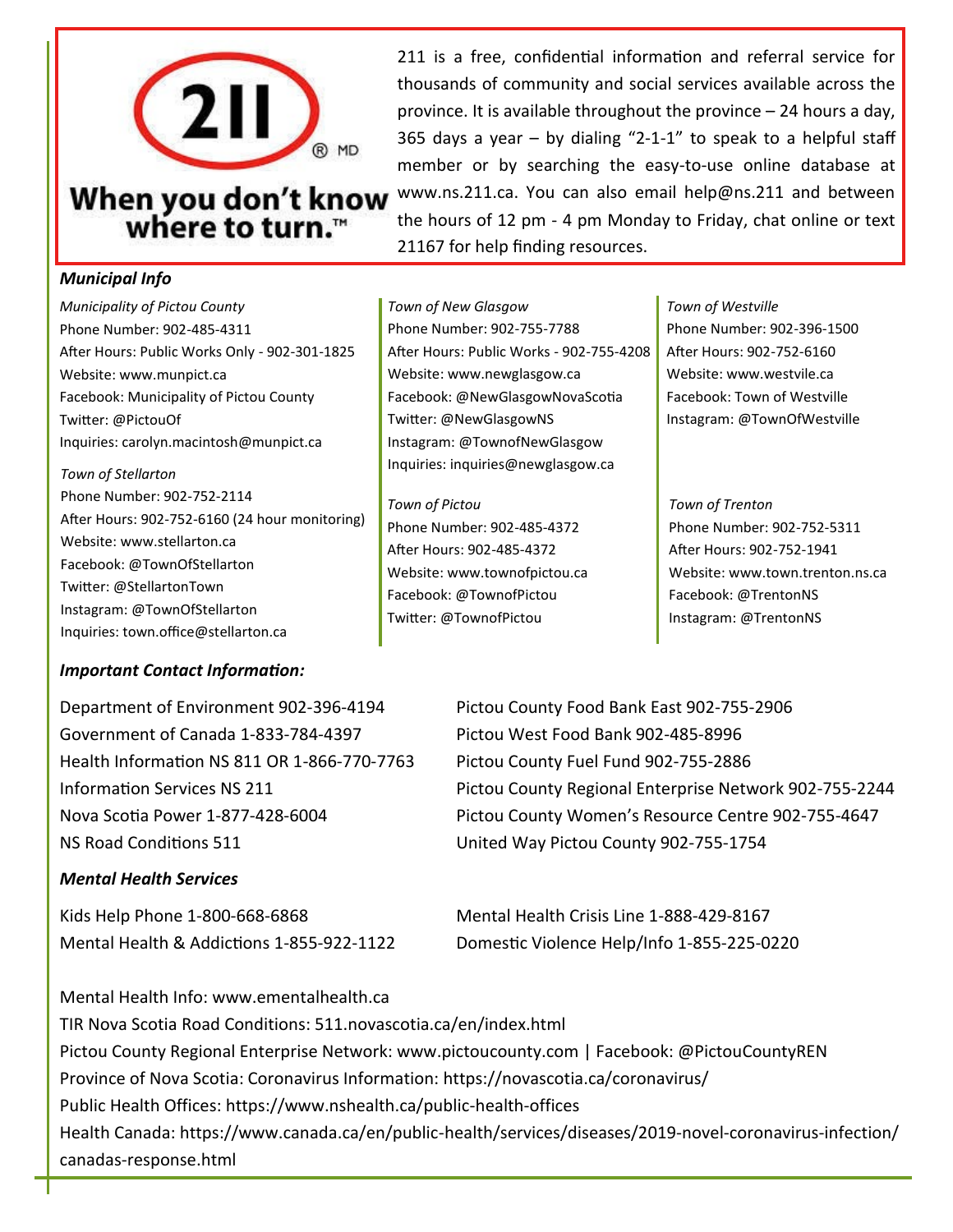**211**

When you don't know where to turn.™

211 is a free, confidential information and referral service for thousands of community and social services available across the province. It is available throughout the province – 24 hours a day, 365 days a year – by dialing "2-1-1" to speak to a helpful staff member or by searching the easy-to-use online database at www.ns.211.ca. You can also email help@ns.211 and between the hours of 12 pm - 4 pm Monday to Friday, chat online or text 21167 for help finding resources.

## *Municipal Info*

*Municipality of Pictou County*
Phone Number: 902-485-4311
After Hours: Public Works Only - 902-301-1825
Website: www.munpict.ca
Facebook: Municipality of Pictou County
Twitter: @PictouOf
Inquiries: carolyn.macintosh@munpict.ca

*Town of Stellarton*
Phone Number: 902-752-2114
After Hours: 902-752-6160 (24 hour monitoring)
Website: www.stellarton.ca
Facebook: @TownOfStellarton
Twitter: @StellartonTown
Instagram: @TownOfStellarton
Inquiries: town.office@stellarton.ca

*Town of New Glasgow*
Phone Number: 902-755-7788
After Hours: Public Works - 902-755-4208
Website: www.newglasgow.ca
Facebook: @NewGlasgowNovaScotia
Twitter: @NewGlasgowNS
Instagram: @TownofNewGlasgow
Inquiries: inquiries@newglasgow.ca

*Town of Pictou*
Phone Number: 902-485-4372
After Hours: 902-485-4372
Website: www.townofpictou.ca
Facebook: @TownofPictou
Twitter: @TownofPictou

*Town of Westville*
Phone Number: 902-396-1500
After Hours: 902-752-6160
Website: www.westvile.ca
Facebook: Town of Westville
Instagram: @TownOfWestville

*Town of Trenton*
Phone Number: 902-752-5311
After Hours: 902-752-1941
Website: www.town.trenton.ns.ca
Facebook: @TrentonNS
Instagram: @TrentonNS

## *Important Contact Information:*

Department of Environment 902-396-4194
Government of Canada 1-833-784-4397
Health Information NS 811 OR 1-866-770-7763
Information Services NS 211
Nova Scotia Power 1-877-428-6004
NS Road Conditions 511

Pictou County Food Bank East 902-755-2906
Pictou West Food Bank 902-485-8996
Pictou County Fuel Fund 902-755-2886
Pictou County Regional Enterprise Network 902-755-2244
Pictou County Women's Resource Centre 902-755-4647
United Way Pictou County 902-755-1754

## *Mental Health Services*

Kids Help Phone 1-800-668-6868
Mental Health & Addictions 1-855-922-1122

Mental Health Crisis Line 1-888-429-8167
Domestic Violence Help/Info 1-855-225-0220

Mental Health Info: www.ementalhealth.ca
TIR Nova Scotia Road Conditions: 511.novascotia.ca/en/index.html
Pictou County Regional Enterprise Network: www.pictoucounty.com | Facebook: @PictouCountyREN
Province of Nova Scotia: Coronavirus Information: https://novascotia.ca/coronavirus/
Public Health Offices: https://www.nshealth.ca/public-health-offices
Health Canada: https://www.canada.ca/en/public-health/services/diseases/2019-novel-coronavirus-infection/canadas-response.html